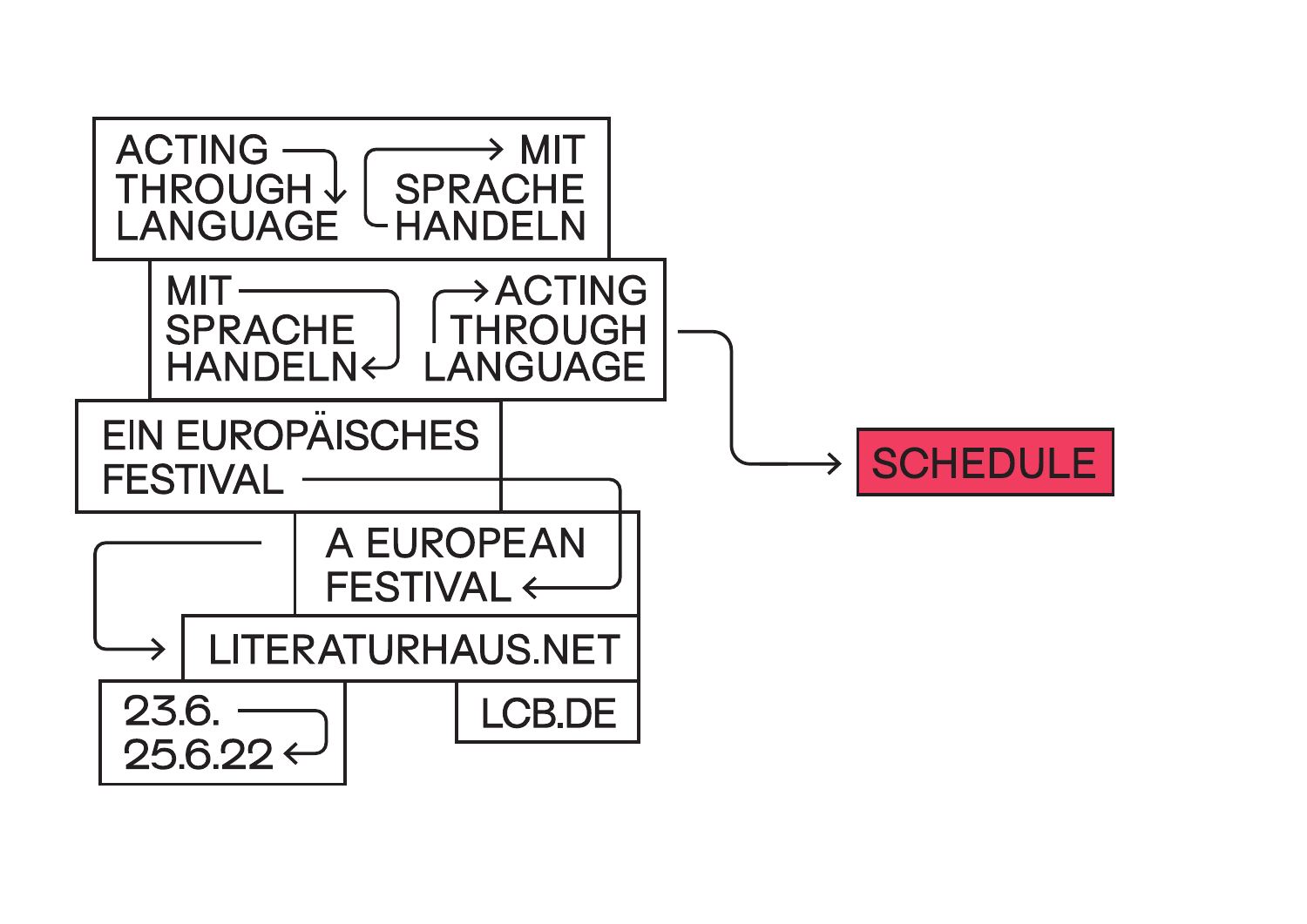# ACTING THROUGH LANGUAGE

# MIT SPRACHE HANDELN

MIT SPRACHE HANDELN

ACTING THROUGH LANGUAGE

EIN EUROPÄISCHES FESTIVAL

A EUROPEAN FESTIVAL

LITERATURHAUS.NET

23.6. – 25.6.22

LCB.DE

**SCHEDULE**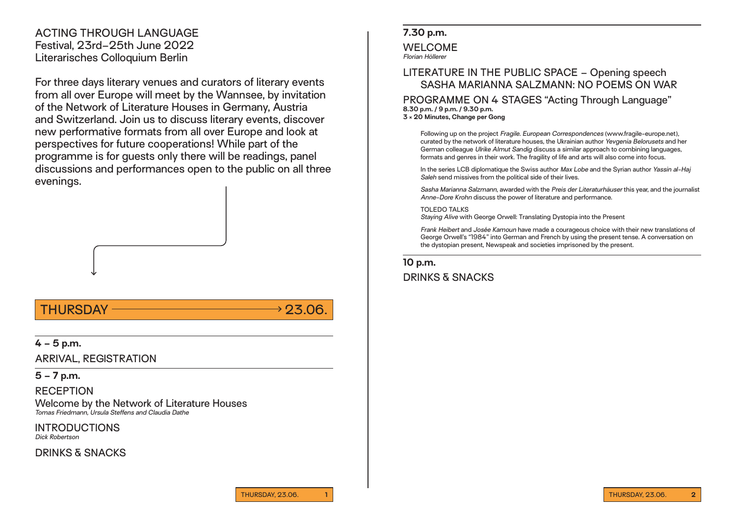# ACTING THROUGH LANGUAGE

Festival, 23rd–25th June 2022
Literarisches Colloquium Berlin

For three days literary venues and curators of literary events from all over Europe will meet by the Wannsee, by invitation of the Network of Literature Houses in Germany, Austria and Switzerland. Join us to discuss literary events, discover new performative formats from all over Europe and look at perspectives for future cooperations! While part of the programme is for guests only there will be readings, panel discussions and performances open to the public on all three evenings.

## THURSDAY → 23.06.

**4 – 5 p.m.**

ARRIVAL, REGISTRATION

**5 – 7 p.m.**

RECEPTION

Welcome by the Network of Literature Houses
*Tomas Friedmann, Ursula Steffens and Claudia Dathe*

INTRODUCTIONS
*Dick Robertson*

DRINKS & SNACKS

**7.30 p.m.**

WELCOME
*Florian Höllerer*

LITERATURE IN THE PUBLIC SPACE – Opening speech
SASHA MARIANNA SALZMANN: NO POEMS ON WAR

PROGRAMME ON 4 STAGES "Acting Through Language"
**8.30 p.m. / 9 p.m. / 9.30 p.m.**
**3 × 20 Minutes, Change per Gong**

Following up on the project *Fragile. European Correspondences* (www.fragile-europe.net), curated by the network of literature houses, the Ukrainian author *Yevgenia Belorusets* and her German colleague *Ulrike Almut Sandig* discuss a similar approach to combining languages, formats and genres in their work. The fragility of life and arts will also come into focus.

In the series LCB diplomatique the Swiss author *Max Lobe* and the Syrian author *Yassin al-Haj Saleh* send missives from the political side of their lives.

*Sasha Marianna Salzmann*, awarded with the *Preis der Literaturhäuser* this year, and the journalist *Anne-Dore Krohn* discuss the power of literature and performance.

TOLEDO TALKS
*Staying Alive* with George Orwell: Translating Dystopia into the Present

*Frank Heibert* and *Josée Kamoun* have made a courageous choice with their new translations of George Orwell's "1984" into German and French by using the present tense. A conversation on the dystopian present, Newspeak and societies imprisoned by the present.

**10 p.m.**

DRINKS & SNACKS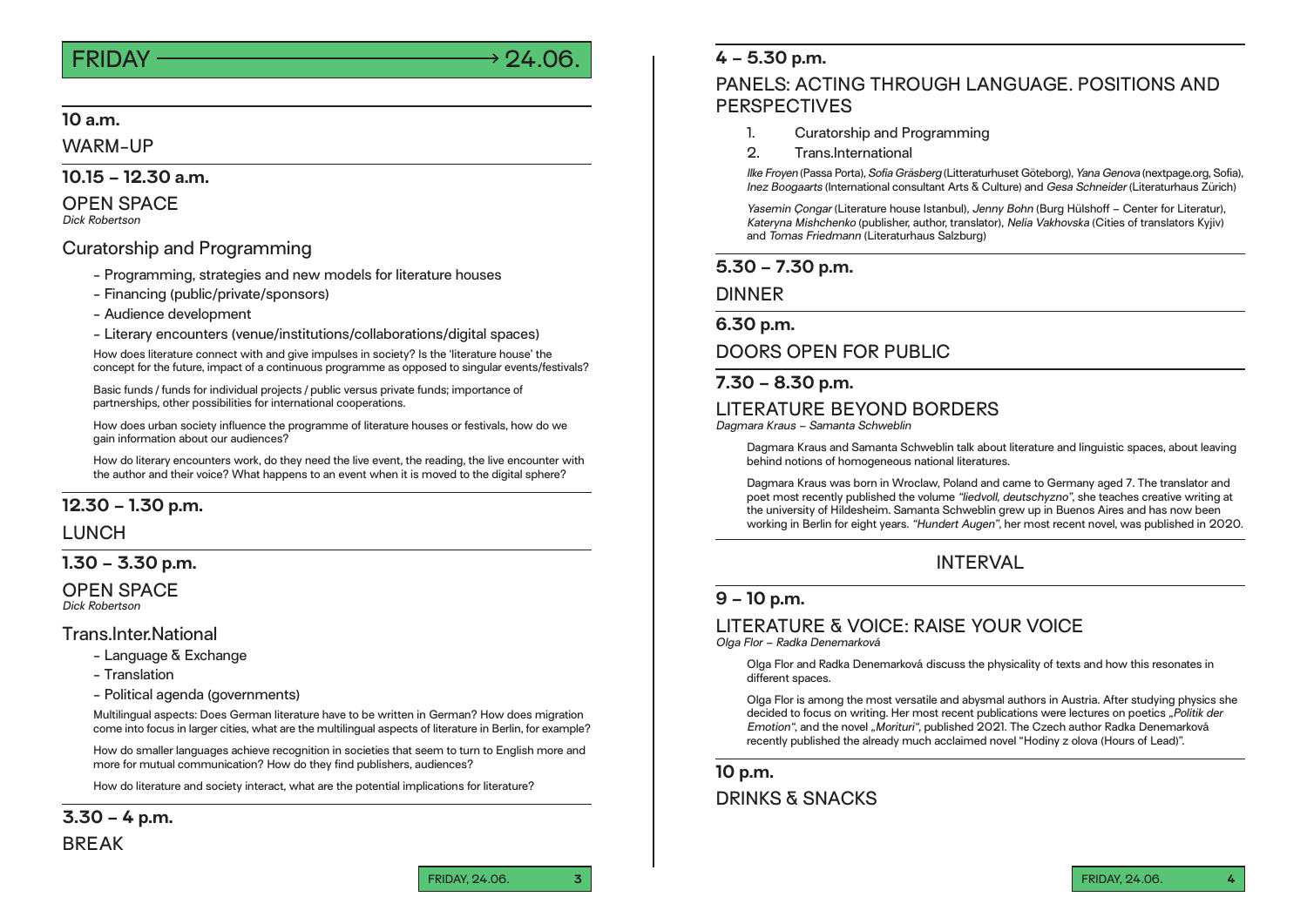# FRIDAY → 24.06.

## 10 a.m.

WARM-UP

## 10.15 – 12.30 a.m.

OPEN SPACE
*Dick Robertson*

### Curatorship and Programming

- Programming, strategies and new models for literature houses
- Financing (public/private/sponsors)
- Audience development
- Literary encounters (venue/institutions/collaborations/digital spaces)

How does literature connect with and give impulses in society? Is the 'literature house' the concept for the future, impact of a continuous programme as opposed to singular events/festivals?

Basic funds / funds for individual projects / public versus private funds; importance of partnerships, other possibilities for international cooperations.

How does urban society influence the programme of literature houses or festivals, how do we gain information about our audiences?

How do literary encounters work, do they need the live event, the reading, the live encounter with the author and their voice? What happens to an event when it is moved to the digital sphere?

## 12.30 – 1.30 p.m.

LUNCH

## 1.30 – 3.30 p.m.

OPEN SPACE
*Dick Robertson*

### Trans.Inter.National

- Language & Exchange
- Translation
- Political agenda (governments)

Multilingual aspects: Does German literature have to be written in German? How does migration come into focus in larger cities, what are the multilingual aspects of literature in Berlin, for example?

How do smaller languages achieve recognition in societies that seem to turn to English more and more for mutual communication? How do they find publishers, audiences?

How do literature and society interact, what are the potential implications for literature?

## 3.30 – 4 p.m.

BREAK

## 4 – 5.30 p.m.

PANELS: ACTING THROUGH LANGUAGE. POSITIONS AND PERSPECTIVES

1. Curatorship and Programming
2. Trans.International

*Ilke Froyen* (Passa Porta), *Sofia Gräsberg* (Litteraturhuset Göteborg), *Yana Genova* (nextpage.org, Sofia), *Inez Boogaarts* (International consultant Arts & Culture) and *Gesa Schneider* (Literaturhaus Zürich)

*Yasemin Çongar* (Literature house Istanbul), *Jenny Bohn* (Burg Hülshoff – Center for Literatur), *Kateryna Mishchenko* (publisher, author, translator), *Nelia Vakhovska* (Cities of translators Kyjiv) and *Tomas Friedmann* (Literaturhaus Salzburg)

## 5.30 – 7.30 p.m.

DINNER

## 6.30 p.m.

DOORS OPEN FOR PUBLIC

## 7.30 – 8.30 p.m.

LITERATURE BEYOND BORDERS
*Dagmara Kraus – Samanta Schweblin*

Dagmara Kraus and Samanta Schweblin talk about literature and linguistic spaces, about leaving behind notions of homogeneous national literatures.

Dagmara Kraus was born in Wroclaw, Poland and came to Germany aged 7. The translator and poet most recently published the volume *"liedvoll, deutschyzno"*, she teaches creative writing at the university of Hildesheim. Samanta Schweblin grew up in Buenos Aires and has now been working in Berlin for eight years. *"Hundert Augen"*, her most recent novel, was published in 2020.

INTERVAL

## 9 – 10 p.m.

LITERATURE & VOICE: RAISE YOUR VOICE
*Olga Flor – Radka Denemarková*

Olga Flor and Radka Denemarková discuss the physicality of texts and how this resonates in different spaces.

Olga Flor is among the most versatile and abysmal authors in Austria. After studying physics she decided to focus on writing. Her most recent publications were lectures on poetics *„Politik der Emotion"*, and the novel *„Morituri"*, published 2021. The Czech author Radka Denemarková recently published the already much acclaimed novel "Hodiny z olova (Hours of Lead)".

## 10 p.m.

DRINKS & SNACKS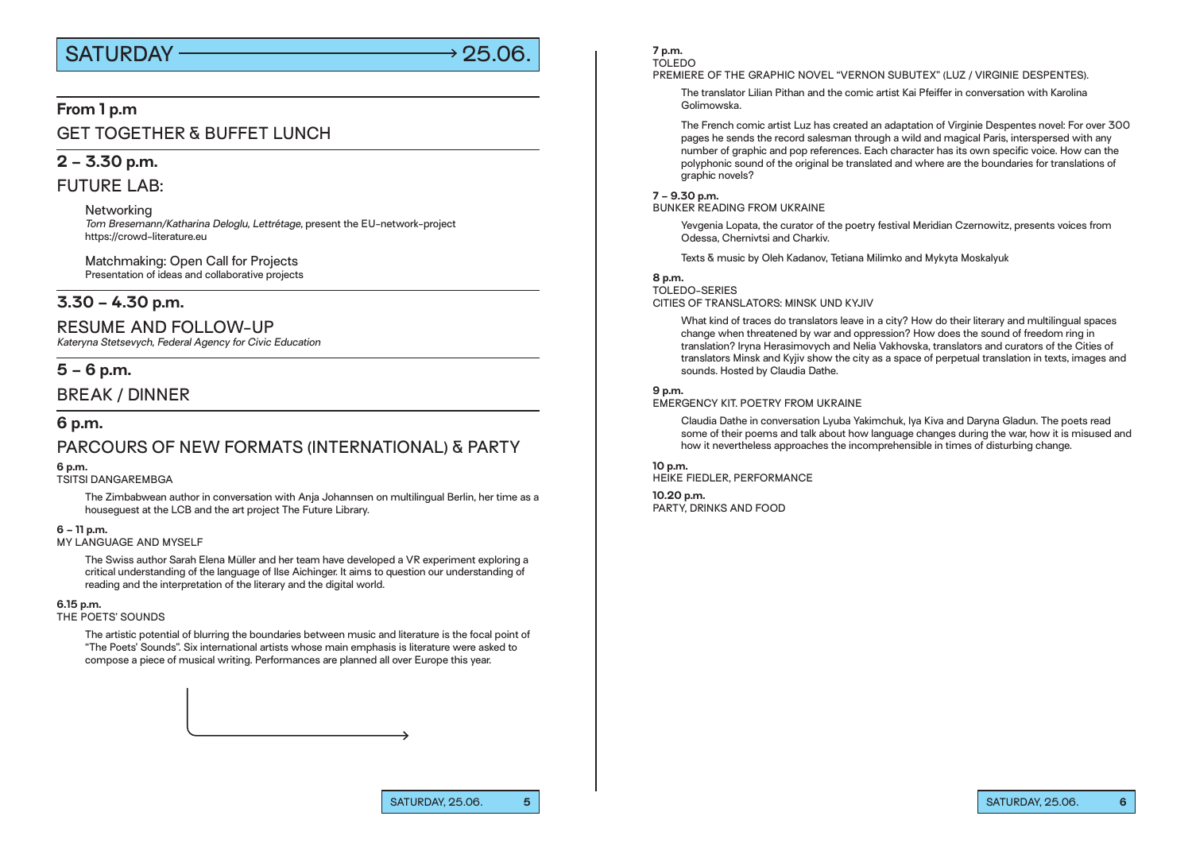# SATURDAY → 25.06.

## From 1 p.m

## GET TOGETHER & BUFFET LUNCH

## 2 – 3.30 p.m.

## FUTURE LAB:

Networking
*Tom Bresemann/Katharina Deloglu, Lettrétage,* present the EU-network-project https://crowd-literature.eu

Matchmaking: Open Call for Projects
Presentation of ideas and collaborative projects

## 3.30 – 4.30 p.m.

## RESUME AND FOLLOW-UP

*Kateryna Stetsevych, Federal Agency for Civic Education*

## 5 – 6 p.m.

## BREAK / DINNER

## 6 p.m.

## PARCOURS OF NEW FORMATS (INTERNATIONAL) & PARTY

**6 p.m.**
TSITSI DANGAREMBGA

The Zimbabwean author in conversation with Anja Johannsen on multilingual Berlin, her time as a houseguest at the LCB and the art project The Future Library.

**6 – 11 p.m.**
MY LANGUAGE AND MYSELF

The Swiss author Sarah Elena Müller and her team have developed a VR experiment exploring a critical understanding of the language of Ilse Aichinger. It aims to question our understanding of reading and the interpretation of the literary and the digital world.

**6.15 p.m.**
THE POETS' SOUNDS

The artistic potential of blurring the boundaries between music and literature is the focal point of "The Poets' Sounds". Six international artists whose main emphasis is literature were asked to compose a piece of musical writing. Performances are planned all over Europe this year.

**7 p.m.**
TOLEDO
PREMIERE OF THE GRAPHIC NOVEL "VERNON SUBUTEX" (LUZ / VIRGINIE DESPENTES).

The translator Lilian Pithan and the comic artist Kai Pfeiffer in conversation with Karolina Golimowska.

The French comic artist Luz has created an adaptation of Virginie Despentes novel: For over 300 pages he sends the record salesman through a wild and magical Paris, interspersed with any number of graphic and pop references. Each character has its own specific voice. How can the polyphonic sound of the original be translated and where are the boundaries for translations of graphic novels?

**7 – 9.30 p.m.**
BUNKER READING FROM UKRAINE

Yevgenia Lopata, the curator of the poetry festival Meridian Czernowitz, presents voices from Odessa, Chernivtsi and Charkiv.

Texts & music by Oleh Kadanov, Tetiana Milimko and Mykyta Moskalyuk

**8 p.m.**
TOLEDO-SERIES
CITIES OF TRANSLATORS: MINSK UND KYJIV

What kind of traces do translators leave in a city? How do their literary and multilingual spaces change when threatened by war and oppression? How does the sound of freedom ring in translation? Iryna Herasimovych and Nelia Vakhovska, translators and curators of the Cities of translators Minsk and Kyjiv show the city as a space of perpetual translation in texts, images and sounds. Hosted by Claudia Dathe.

**9 p.m.**
EMERGENCY KIT. POETRY FROM UKRAINE

Claudia Dathe in conversation Lyuba Yakimchuk, Iya Kiva and Daryna Gladun. The poets read some of their poems and talk about how language changes during the war, how it is misused and how it nevertheless approaches the incomprehensible in times of disturbing change.

**10 p.m.**
HEIKE FIEDLER, PERFORMANCE

**10.20 p.m.**
PARTY, DRINKS AND FOOD